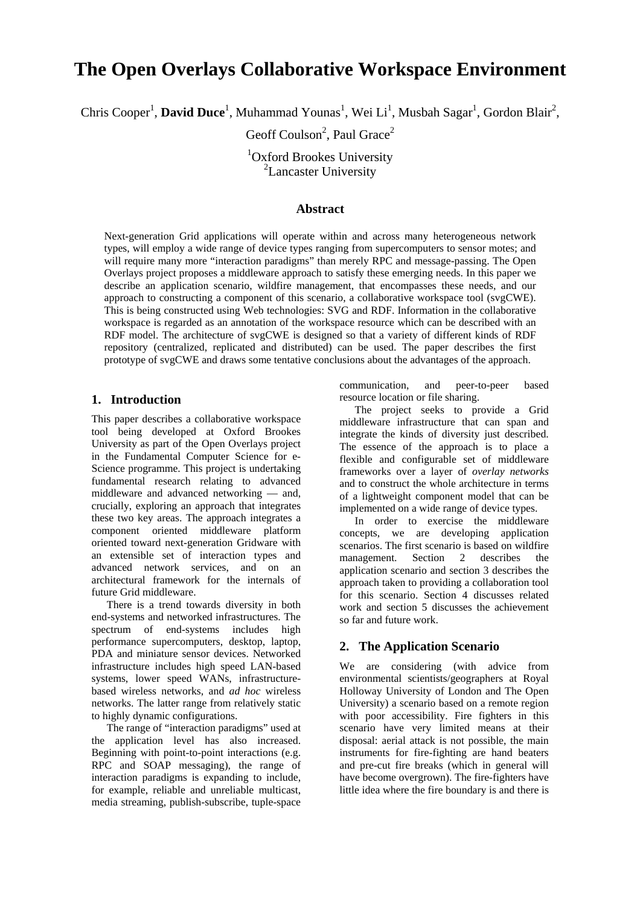# The Open Overlays Collaborative Workspace Environment

Chris Cooper[1], **David Duce**[1], Muhammad Younas[1], Wei Li[1], Musbah Sagar[1], Gordon Blair[2], Geoff Coulson[2], Paul Grace[2]

[1]Oxford Brookes University
[2]Lancaster University

## Abstract

Next-generation Grid applications will operate within and across many heterogeneous network types, will employ a wide range of device types ranging from supercomputers to sensor motes; and will require many more "interaction paradigms" than merely RPC and message-passing. The Open Overlays project proposes a middleware approach to satisfy these emerging needs. In this paper we describe an application scenario, wildfire management, that encompasses these needs, and our approach to constructing a component of this scenario, a collaborative workspace tool (svgCWE). This is being constructed using Web technologies: SVG and RDF. Information in the collaborative workspace is regarded as an annotation of the workspace resource which can be described with an RDF model. The architecture of svgCWE is designed so that a variety of different kinds of RDF repository (centralized, replicated and distributed) can be used. The paper describes the first prototype of svgCWE and draws some tentative conclusions about the advantages of the approach.

## 1. Introduction

This paper describes a collaborative workspace tool being developed at Oxford Brookes University as part of the Open Overlays project in the Fundamental Computer Science for e-Science programme. This project is undertaking fundamental research relating to advanced middleware and advanced networking — and, crucially, exploring an approach that integrates these two key areas. The approach integrates a component oriented middleware platform oriented toward next-generation Gridware with an extensible set of interaction types and advanced network services, and on an architectural framework for the internals of future Grid middleware.

There is a trend towards diversity in both end-systems and networked infrastructures. The spectrum of end-systems includes high performance supercomputers, desktop, laptop, PDA and miniature sensor devices. Networked infrastructure includes high speed LAN-based systems, lower speed WANs, infrastructure-based wireless networks, and *ad hoc* wireless networks. The latter range from relatively static to highly dynamic configurations.

The range of "interaction paradigms" used at the application level has also increased. Beginning with point-to-point interactions (e.g. RPC and SOAP messaging), the range of interaction paradigms is expanding to include, for example, reliable and unreliable multicast, media streaming, publish-subscribe, tuple-space communication, and peer-to-peer based resource location or file sharing.

The project seeks to provide a Grid middleware infrastructure that can span and integrate the kinds of diversity just described. The essence of the approach is to place a flexible and configurable set of middleware frameworks over a layer of *overlay networks* and to construct the whole architecture in terms of a lightweight component model that can be implemented on a wide range of device types.

In order to exercise the middleware concepts, we are developing application scenarios. The first scenario is based on wildfire management. Section 2 describes the application scenario and section 3 describes the approach taken to providing a collaboration tool for this scenario. Section 4 discusses related work and section 5 discusses the achievement so far and future work.

## 2. The Application Scenario

We are considering (with advice from environmental scientists/geographers at Royal Holloway University of London and The Open University) a scenario based on a remote region with poor accessibility. Fire fighters in this scenario have very limited means at their disposal: aerial attack is not possible, the main instruments for fire-fighting are hand beaters and pre-cut fire breaks (which in general will have become overgrown). The fire-fighters have little idea where the fire boundary is and there is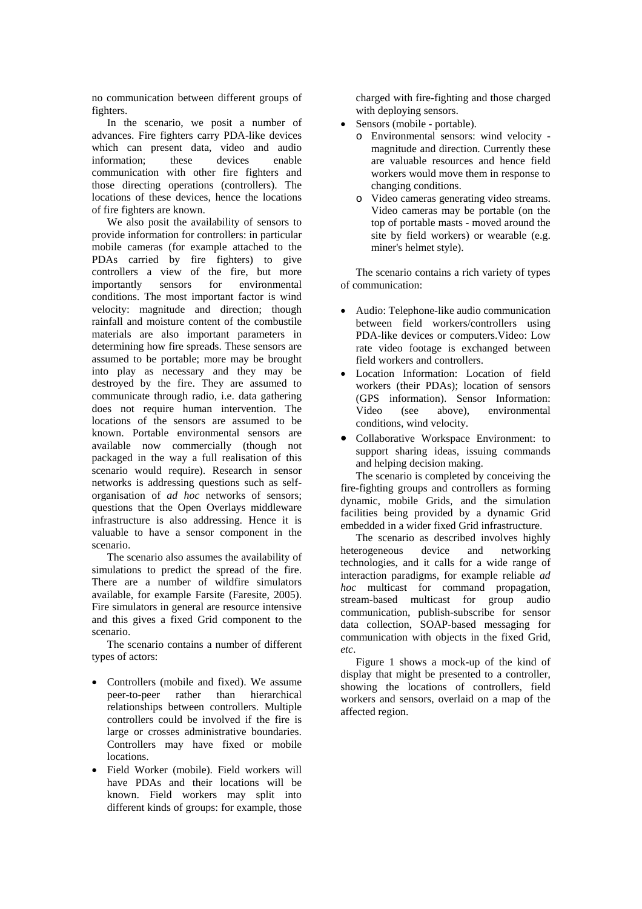no communication between different groups of fighters.

In the scenario, we posit a number of advances. Fire fighters carry PDA-like devices which can present data, video and audio information; these devices enable communication with other fire fighters and those directing operations (controllers). The locations of these devices, hence the locations of fire fighters are known.

We also posit the availability of sensors to provide information for controllers: in particular mobile cameras (for example attached to the PDAs carried by fire fighters) to give controllers a view of the fire, but more importantly sensors for environmental conditions. The most important factor is wind velocity: magnitude and direction; though rainfall and moisture content of the combustile materials are also important parameters in determining how fire spreads. These sensors are assumed to be portable; more may be brought into play as necessary and they may be destroyed by the fire. They are assumed to communicate through radio, i.e. data gathering does not require human intervention. The locations of the sensors are assumed to be known. Portable environmental sensors are available now commercially (though not packaged in the way a full realisation of this scenario would require). Research in sensor networks is addressing questions such as self-organisation of *ad hoc* networks of sensors; questions that the Open Overlays middleware infrastructure is also addressing. Hence it is valuable to have a sensor component in the scenario.

The scenario also assumes the availability of simulations to predict the spread of the fire. There are a number of wildfire simulators available, for example Farsite (Faresite, 2005). Fire simulators in general are resource intensive and this gives a fixed Grid component to the scenario.

The scenario contains a number of different types of actors:

- Controllers (mobile and fixed). We assume peer-to-peer rather than hierarchical relationships between controllers. Multiple controllers could be involved if the fire is large or crosses administrative boundaries. Controllers may have fixed or mobile locations.
- Field Worker (mobile). Field workers will have PDAs and their locations will be known. Field workers may split into different kinds of groups: for example, those charged with fire-fighting and those charged with deploying sensors.
- Sensors (mobile - portable).
  - Environmental sensors: wind velocity - magnitude and direction. Currently these are valuable resources and hence field workers would move them in response to changing conditions.
  - Video cameras generating video streams. Video cameras may be portable (on the top of portable masts - moved around the site by field workers) or wearable (e.g. miner's helmet style).

The scenario contains a rich variety of types of communication:

- Audio: Telephone-like audio communication between field workers/controllers using PDA-like devices or computers.Video: Low rate video footage is exchanged between field workers and controllers.
- Location Information: Location of field workers (their PDAs); location of sensors (GPS information). Sensor Information: Video (see above), environmental conditions, wind velocity.
- Collaborative Workspace Environment: to support sharing ideas, issuing commands and helping decision making.

The scenario is completed by conceiving the fire-fighting groups and controllers as forming dynamic, mobile Grids, and the simulation facilities being provided by a dynamic Grid embedded in a wider fixed Grid infrastructure.

The scenario as described involves highly heterogeneous device and networking technologies, and it calls for a wide range of interaction paradigms, for example reliable *ad hoc* multicast for command propagation, stream-based multicast for group audio communication, publish-subscribe for sensor data collection, SOAP-based messaging for communication with objects in the fixed Grid, *etc*.

Figure 1 shows a mock-up of the kind of display that might be presented to a controller, showing the locations of controllers, field workers and sensors, overlaid on a map of the affected region.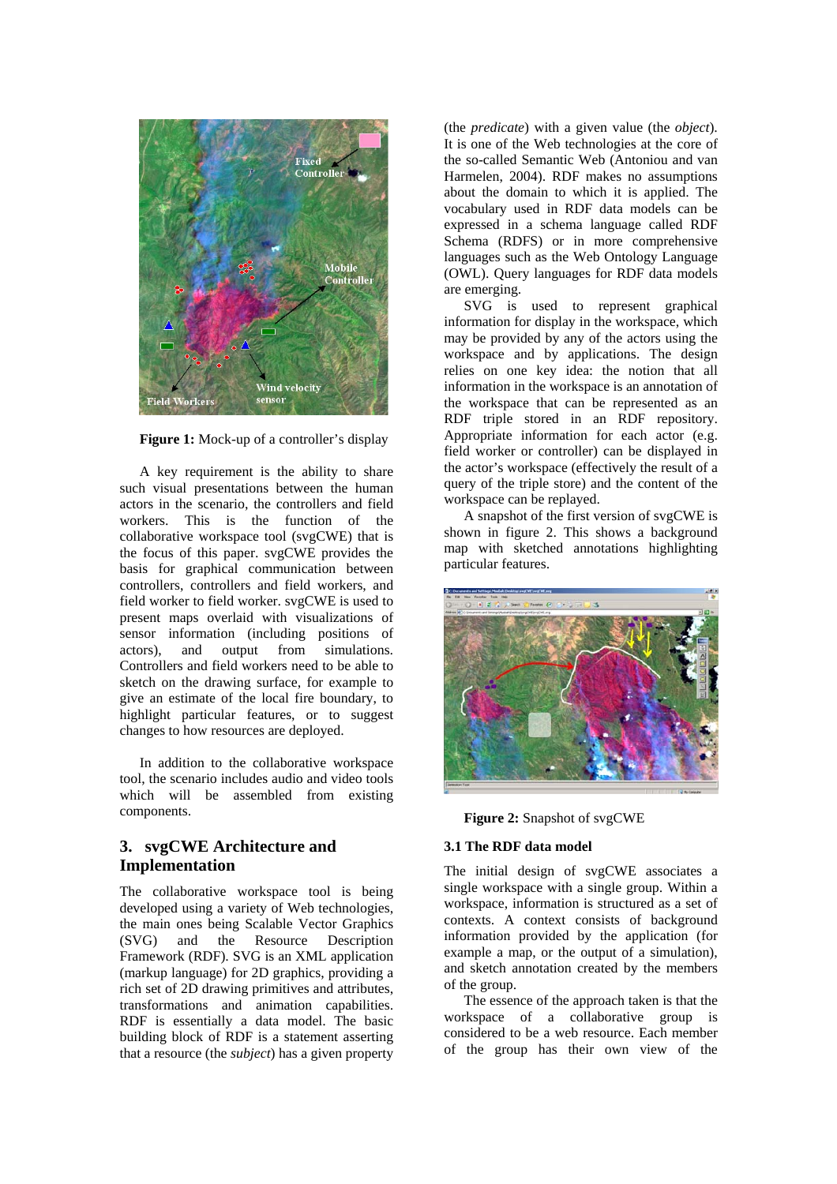Figure 1: Mock-up of a controller's display

A key requirement is the ability to share such visual presentations between the human actors in the scenario, the controllers and field workers. This is the function of the collaborative workspace tool (svgCWE) that is the focus of this paper. svgCWE provides the basis for graphical communication between controllers, controllers and field workers, and field worker to field worker. svgCWE is used to present maps overlaid with visualizations of sensor information (including positions of actors), and output from simulations. Controllers and field workers need to be able to sketch on the drawing surface, for example to give an estimate of the local fire boundary, to highlight particular features, or to suggest changes to how resources are deployed.

In addition to the collaborative workspace tool, the scenario includes audio and video tools which will be assembled from existing components.

## 3. svgCWE Architecture and Implementation

The collaborative workspace tool is being developed using a variety of Web technologies, the main ones being Scalable Vector Graphics (SVG) and the Resource Description Framework (RDF). SVG is an XML application (markup language) for 2D graphics, providing a rich set of 2D drawing primitives and attributes, transformations and animation capabilities. RDF is essentially a data model. The basic building block of RDF is a statement asserting that a resource (the *subject*) has a given property (the *predicate*) with a given value (the *object*). It is one of the Web technologies at the core of the so-called Semantic Web (Antoniou and van Harmelen, 2004). RDF makes no assumptions about the domain to which it is applied. The vocabulary used in RDF data models can be expressed in a schema language called RDF Schema (RDFS) or in more comprehensive languages such as the Web Ontology Language (OWL). Query languages for RDF data models are emerging.

SVG is used to represent graphical information for display in the workspace, which may be provided by any of the actors using the workspace and by applications. The design relies on one key idea: the notion that all information in the workspace is an annotation of the workspace that can be represented as an RDF triple stored in an RDF repository. Appropriate information for each actor (e.g. field worker or controller) can be displayed in the actor's workspace (effectively the result of a query of the triple store) and the content of the workspace can be replayed.

A snapshot of the first version of svgCWE is shown in figure 2. This shows a background map with sketched annotations highlighting particular features.

Figure 2: Snapshot of svgCWE

### 3.1 The RDF data model

The initial design of svgCWE associates a single workspace with a single group. Within a workspace, information is structured as a set of contexts. A context consists of background information provided by the application (for example a map, or the output of a simulation), and sketch annotation created by the members of the group.

The essence of the approach taken is that the workspace of a collaborative group is considered to be a web resource. Each member of the group has their own view of the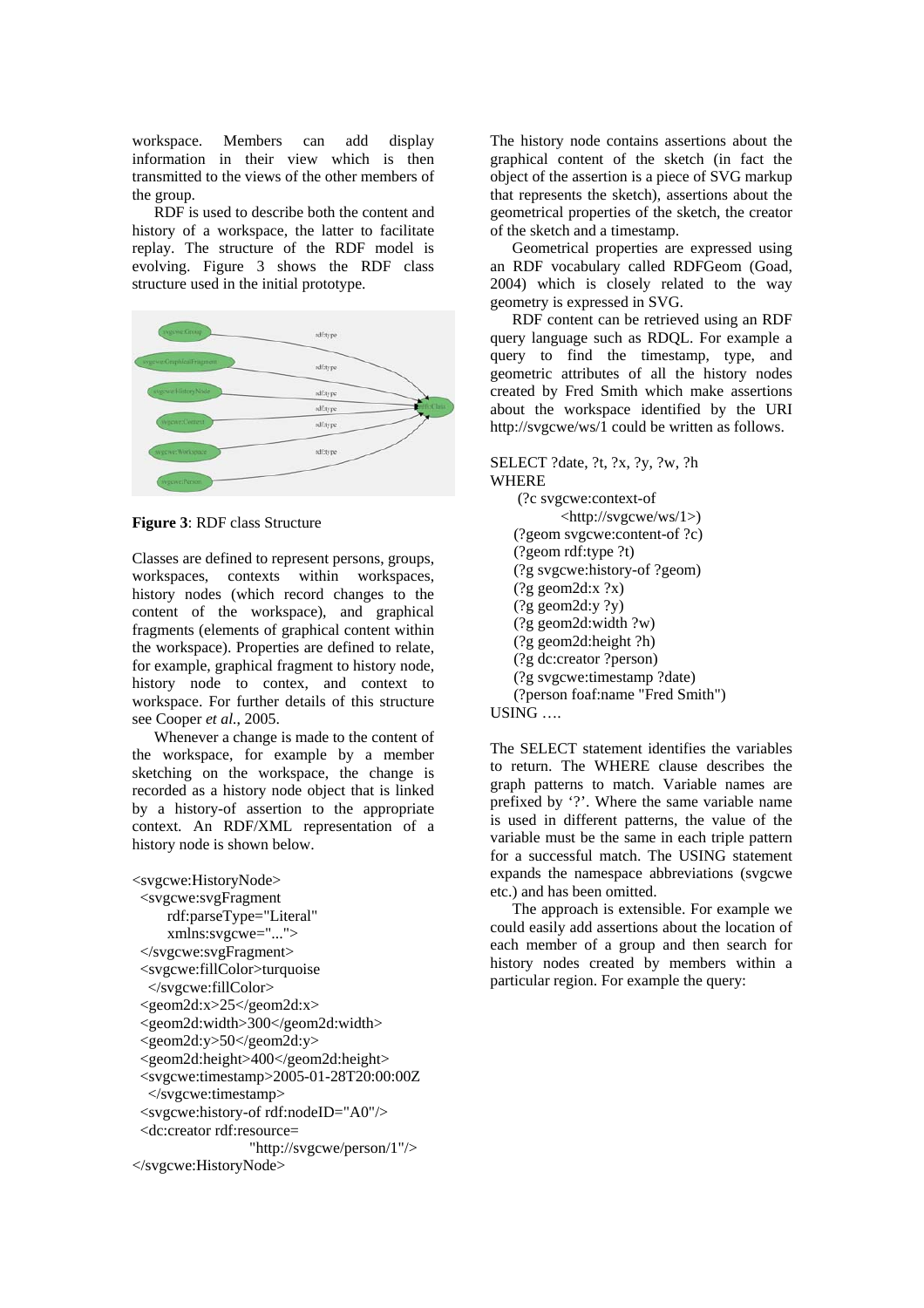workspace. Members can add display information in their view which is then transmitted to the views of the other members of the group.

RDF is used to describe both the content and history of a workspace, the latter to facilitate replay. The structure of the RDF model is evolving. Figure 3 shows the RDF class structure used in the initial prototype.

**Figure 3**: RDF class Structure

Classes are defined to represent persons, groups, workspaces, contexts within workspaces, history nodes (which record changes to the content of the workspace), and graphical fragments (elements of graphical content within the workspace). Properties are defined to relate, for example, graphical fragment to history node, history node to contex, and context to workspace. For further details of this structure see Cooper *et al.*, 2005.

Whenever a change is made to the content of the workspace, for example by a member sketching on the workspace, the change is recorded as a history node object that is linked by a history-of assertion to the appropriate context. An RDF/XML representation of a history node is shown below.

```
<svgcwe:HistoryNode>
  <svgcwe:svgFragment
      rdf:parseType="Literal"
      xmlns:svgcwe="...">
  </svgcwe:svgFragment>
  <svgcwe:fillColor>turquoise
   </svgcwe:fillColor>
  <geom2d:x>25</geom2d:x>
  <geom2d:width>300</geom2d:width>
  <geom2d:y>50</geom2d:y>
  <geom2d:height>400</geom2d:height>
  <svgcwe:timestamp>2005-01-28T20:00:00Z
   </svgcwe:timestamp>
  <svgcwe:history-of rdf:nodeID="A0"/>
  <dc:creator rdf:resource=
                    "http://svgcwe/person/1"/>
</svgcwe:HistoryNode>
```

The history node contains assertions about the graphical content of the sketch (in fact the object of the assertion is a piece of SVG markup that represents the sketch), assertions about the geometrical properties of the sketch, the creator of the sketch and a timestamp.

Geometrical properties are expressed using an RDF vocabulary called RDFGeom (Goad, 2004) which is closely related to the way geometry is expressed in SVG.

RDF content can be retrieved using an RDF query language such as RDQL. For example a query to find the timestamp, type, and geometric attributes of all the history nodes created by Fred Smith which make assertions about the workspace identified by the URI http://svgcwe/ws/1 could be written as follows.

```
SELECT ?date, ?t, ?x, ?y, ?w, ?h
WHERE
    (?c svgcwe:context-of
          <http://svgcwe/ws/1>)
    (?geom svgcwe:content-of ?c)
    (?geom rdf:type ?t)
    (?g svgcwe:history-of ?geom)
    (?g geom2d:x ?x)
    (?g geom2d:y ?y)
    (?g geom2d:width ?w)
    (?g geom2d:height ?h)
    (?g dc:creator ?person)
    (?g svgcwe:timestamp ?date)
    (?person foaf:name "Fred Smith")
USING ….
```

The SELECT statement identifies the variables to return. The WHERE clause describes the graph patterns to match. Variable names are prefixed by '?'. Where the same variable name is used in different patterns, the value of the variable must be the same in each triple pattern for a successful match. The USING statement expands the namespace abbreviations (svgcwe etc.) and has been omitted.

The approach is extensible. For example we could easily add assertions about the location of each member of a group and then search for history nodes created by members within a particular region. For example the query: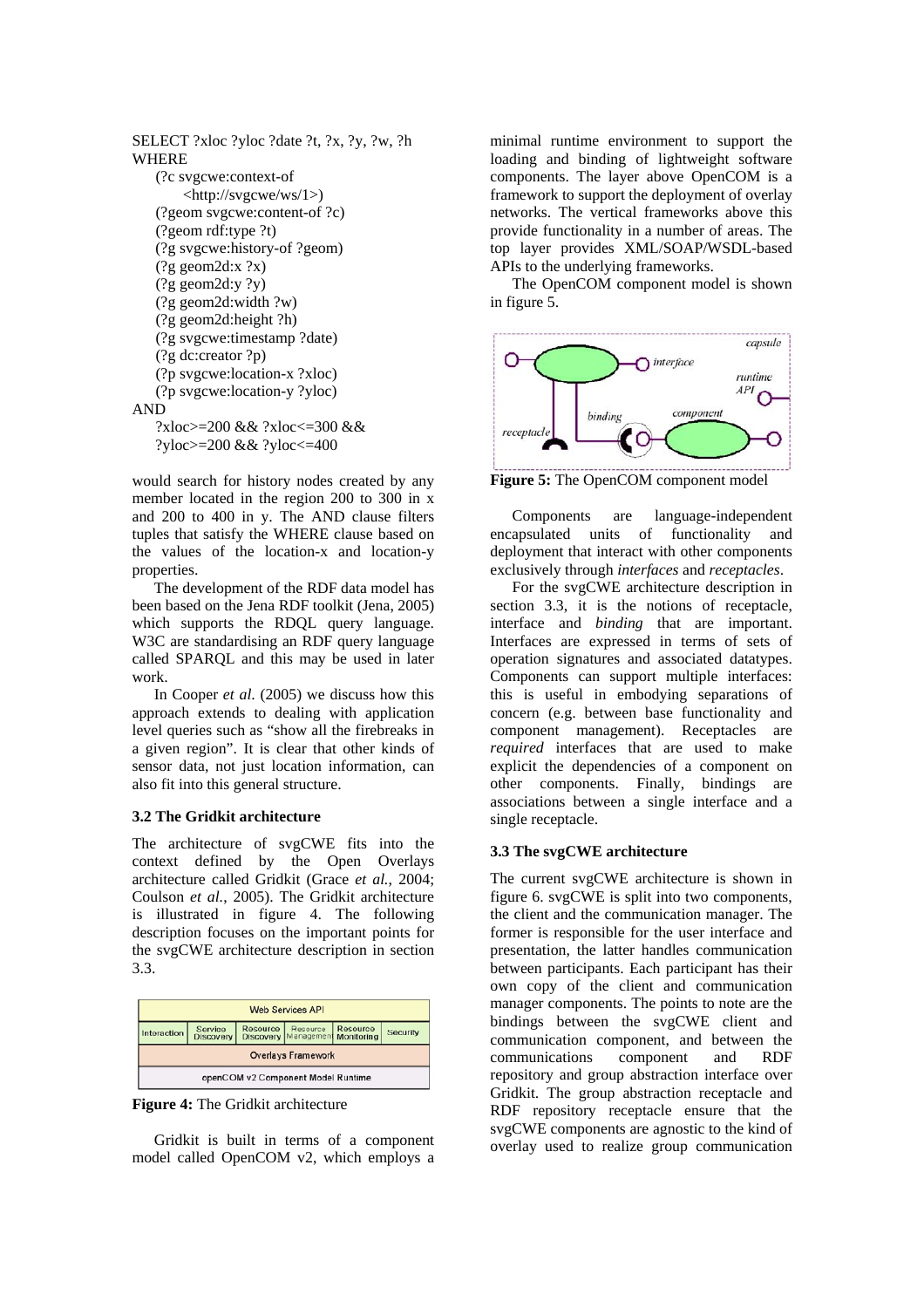```
SELECT ?xloc ?yloc ?date ?t, ?x, ?y, ?w, ?h
WHERE
    (?c svgcwe:context-of
        <http://svgcwe/ws/1>)
    (?geom svgcwe:content-of ?c)
    (?geom rdf:type ?t)
    (?g svgcwe:history-of ?geom)
    (?g geom2d:x ?x)
    (?g geom2d:y ?y)
    (?g geom2d:width ?w)
    (?g geom2d:height ?h)
    (?g svgcwe:timestamp ?date)
    (?g dc:creator ?p)
    (?p svgcwe:location-x ?xloc)
    (?p svgcwe:location-y ?yloc)
AND
    ?xloc>=200 && ?xloc<=300 &&
    ?yloc>=200 && ?yloc<=400
```

would search for history nodes created by any member located in the region 200 to 300 in x and 200 to 400 in y. The AND clause filters tuples that satisfy the WHERE clause based on the values of the location-x and location-y properties.

The development of the RDF data model has been based on the Jena RDF toolkit (Jena, 2005) which supports the RDQL query language. W3C are standardising an RDF query language called SPARQL and this may be used in later work.

In Cooper *et al.* (2005) we discuss how this approach extends to dealing with application level queries such as "show all the firebreaks in a given region". It is clear that other kinds of sensor data, not just location information, can also fit into this general structure.

### 3.2 The Gridkit architecture

The architecture of svgCWE fits into the context defined by the Open Overlays architecture called Gridkit (Grace *et al.*, 2004; Coulson *et al.*, 2005). The Gridkit architecture is illustrated in figure 4. The following description focuses on the important points for the svgCWE architecture description in section 3.3.

| Web Services API | | | | | |
|---|---|---|---|---|---|
| Interaction | Service Discovery | Resource Discovery | Resource Management | Resource Monitoring | Security |
| Overlays Framework | | | | | |
| openCOM v2 Component Model Runtime | | | | | |

**Figure 4:** The Gridkit architecture

Gridkit is built in terms of a component model called OpenCOM v2, which employs a minimal runtime environment to support the loading and binding of lightweight software components. The layer above OpenCOM is a framework to support the deployment of overlay networks. The vertical frameworks above this provide functionality in a number of areas. The top layer provides XML/SOAP/WSDL-based APIs to the underlying frameworks.

The OpenCOM component model is shown in figure 5.

**Figure 5:** The OpenCOM component model

Components are language-independent encapsulated units of functionality and deployment that interact with other components exclusively through *interfaces* and *receptacles*.

For the svgCWE architecture description in section 3.3, it is the notions of receptacle, interface and *binding* that are important. Interfaces are expressed in terms of sets of operation signatures and associated datatypes. Components can support multiple interfaces: this is useful in embodying separations of concern (e.g. between base functionality and component management). Receptacles are *required* interfaces that are used to make explicit the dependencies of a component on other components. Finally, bindings are associations between a single interface and a single receptacle.

### 3.3 The svgCWE architecture

The current svgCWE architecture is shown in figure 6. svgCWE is split into two components, the client and the communication manager. The former is responsible for the user interface and presentation, the latter handles communication between participants. Each participant has their own copy of the client and communication manager components. The points to note are the bindings between the svgCWE client and communication component, and between the communications component and RDF repository and group abstraction interface over Gridkit. The group abstraction receptacle and RDF repository receptacle ensure that the svgCWE components are agnostic to the kind of overlay used to realize group communication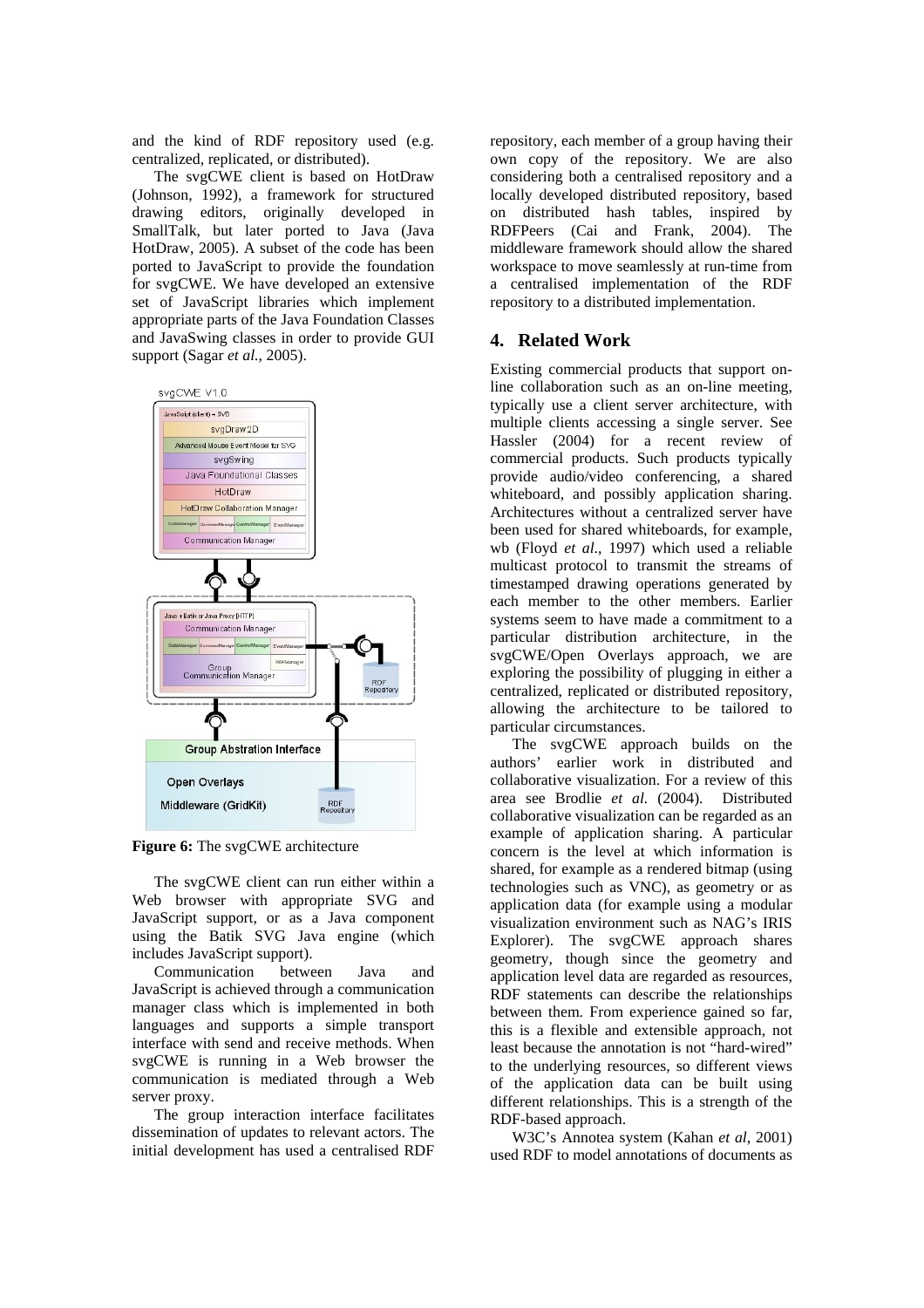and the kind of RDF repository used (e.g. centralized, replicated, or distributed).

The svgCWE client is based on HotDraw (Johnson, 1992), a framework for structured drawing editors, originally developed in SmallTalk, but later ported to Java (Java HotDraw, 2005). A subset of the code has been ported to JavaScript to provide the foundation for svgCWE. We have developed an extensive set of JavaScript libraries which implement appropriate parts of the Java Foundation Classes and JavaSwing classes in order to provide GUI support (Sagar *et al.*, 2005).

**Figure 6:** The svgCWE architecture

The svgCWE client can run either within a Web browser with appropriate SVG and JavaScript support, or as a Java component using the Batik SVG Java engine (which includes JavaScript support).

Communication between Java and JavaScript is achieved through a communication manager class which is implemented in both languages and supports a simple transport interface with send and receive methods. When svgCWE is running in a Web browser the communication is mediated through a Web server proxy.

The group interaction interface facilitates dissemination of updates to relevant actors. The initial development has used a centralised RDF repository, each member of a group having their own copy of the repository. We are also considering both a centralised repository and a locally developed distributed repository, based on distributed hash tables, inspired by RDFPeers (Cai and Frank, 2004). The middleware framework should allow the shared workspace to move seamlessly at run-time from a centralised implementation of the RDF repository to a distributed implementation.

## 4. Related Work

Existing commercial products that support on-line collaboration such as an on-line meeting, typically use a client server architecture, with multiple clients accessing a single server. See Hassler (2004) for a recent review of commercial products. Such products typically provide audio/video conferencing, a shared whiteboard, and possibly application sharing. Architectures without a centralized server have been used for shared whiteboards, for example, wb (Floyd *et al.*, 1997) which used a reliable multicast protocol to transmit the streams of timestamped drawing operations generated by each member to the other members. Earlier systems seem to have made a commitment to a particular distribution architecture, in the svgCWE/Open Overlays approach, we are exploring the possibility of plugging in either a centralized, replicated or distributed repository, allowing the architecture to be tailored to particular circumstances.

The svgCWE approach builds on the authors' earlier work in distributed and collaborative visualization. For a review of this area see Brodlie *et al.* (2004). Distributed collaborative visualization can be regarded as an example of application sharing. A particular concern is the level at which information is shared, for example as a rendered bitmap (using technologies such as VNC), as geometry or as application data (for example using a modular visualization environment such as NAG's IRIS Explorer). The svgCWE approach shares geometry, though since the geometry and application level data are regarded as resources, RDF statements can describe the relationships between them. From experience gained so far, this is a flexible and extensible approach, not least because the annotation is not "hard-wired" to the underlying resources, so different views of the application data can be built using different relationships. This is a strength of the RDF-based approach.

W3C's Annotea system (Kahan *et al*, 2001) used RDF to model annotations of documents as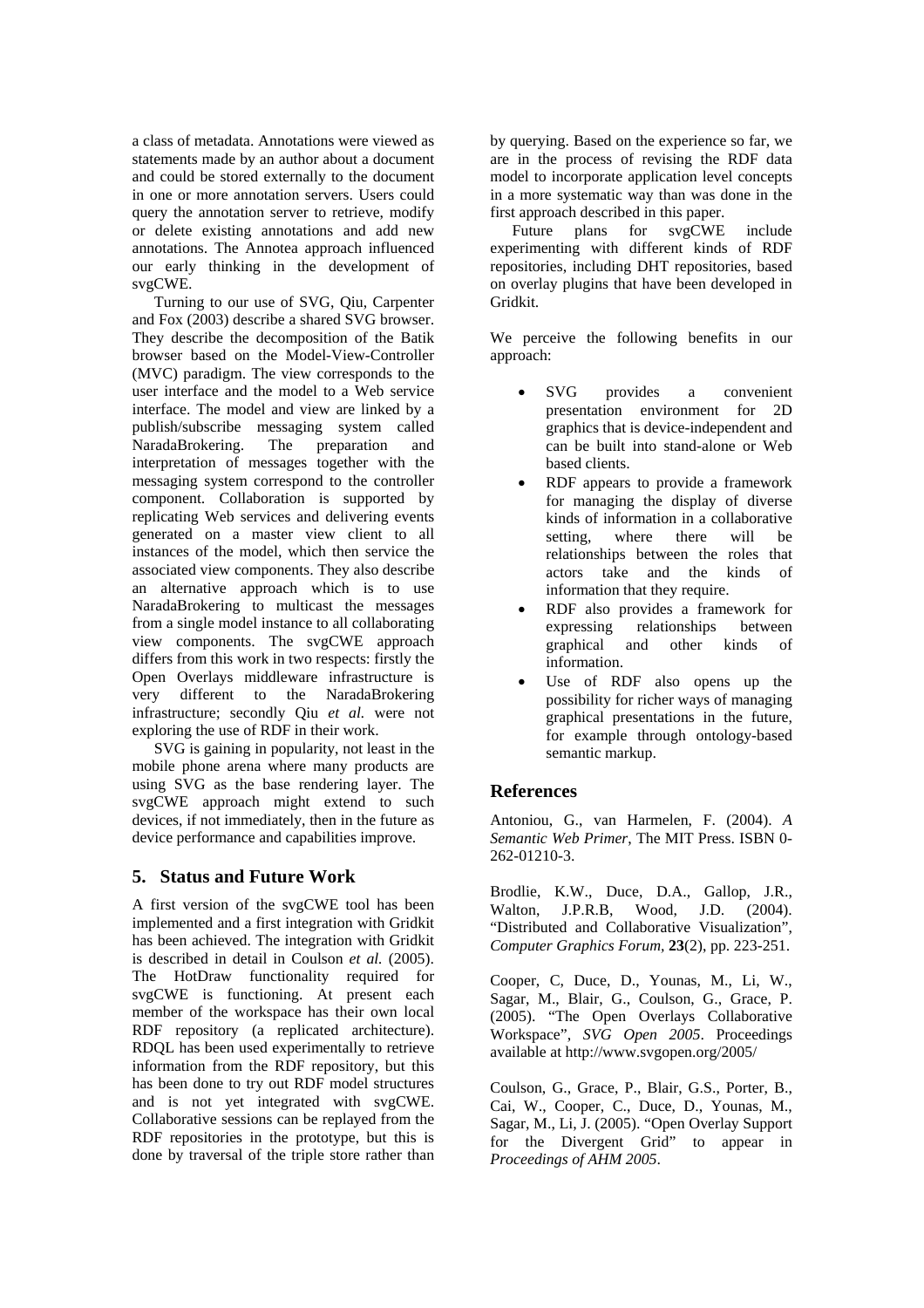a class of metadata. Annotations were viewed as statements made by an author about a document and could be stored externally to the document in one or more annotation servers. Users could query the annotation server to retrieve, modify or delete existing annotations and add new annotations. The Annotea approach influenced our early thinking in the development of svgCWE.

Turning to our use of SVG, Qiu, Carpenter and Fox (2003) describe a shared SVG browser. They describe the decomposition of the Batik browser based on the Model-View-Controller (MVC) paradigm. The view corresponds to the user interface and the model to a Web service interface. The model and view are linked by a publish/subscribe messaging system called NaradaBrokering. The preparation and interpretation of messages together with the messaging system correspond to the controller component. Collaboration is supported by replicating Web services and delivering events generated on a master view client to all instances of the model, which then service the associated view components. They also describe an alternative approach which is to use NaradaBrokering to multicast the messages from a single model instance to all collaborating view components. The svgCWE approach differs from this work in two respects: firstly the Open Overlays middleware infrastructure is very different to the NaradaBrokering infrastructure; secondly Qiu *et al.* were not exploring the use of RDF in their work.

SVG is gaining in popularity, not least in the mobile phone arena where many products are using SVG as the base rendering layer. The svgCWE approach might extend to such devices, if not immediately, then in the future as device performance and capabilities improve.

## 5. Status and Future Work

A first version of the svgCWE tool has been implemented and a first integration with Gridkit has been achieved. The integration with Gridkit is described in detail in Coulson *et al.* (2005). The HotDraw functionality required for svgCWE is functioning. At present each member of the workspace has their own local RDF repository (a replicated architecture). RDQL has been used experimentally to retrieve information from the RDF repository, but this has been done to try out RDF model structures and is not yet integrated with svgCWE. Collaborative sessions can be replayed from the RDF repositories in the prototype, but this is done by traversal of the triple store rather than by querying. Based on the experience so far, we are in the process of revising the RDF data model to incorporate application level concepts in a more systematic way than was done in the first approach described in this paper.

Future plans for svgCWE include experimenting with different kinds of RDF repositories, including DHT repositories, based on overlay plugins that have been developed in Gridkit.

We perceive the following benefits in our approach:

- SVG provides a convenient presentation environment for 2D graphics that is device-independent and can be built into stand-alone or Web based clients.
- RDF appears to provide a framework for managing the display of diverse kinds of information in a collaborative setting, where there will be relationships between the roles that actors take and the kinds of information that they require.
- RDF also provides a framework for expressing relationships between graphical and other kinds of information.
- Use of RDF also opens up the possibility for richer ways of managing graphical presentations in the future, for example through ontology-based semantic markup.

## References

Antoniou, G., van Harmelen, F. (2004). *A Semantic Web Primer*, The MIT Press. ISBN 0-262-01210-3.

Brodlie, K.W., Duce, D.A., Gallop, J.R., Walton, J.P.R.B, Wood, J.D. (2004). "Distributed and Collaborative Visualization", *Computer Graphics Forum*, **23**(2), pp. 223-251.

Cooper, C, Duce, D., Younas, M., Li, W., Sagar, M., Blair, G., Coulson, G., Grace, P. (2005). "The Open Overlays Collaborative Workspace", *SVG Open 2005*. Proceedings available at http://www.svgopen.org/2005/

Coulson, G., Grace, P., Blair, G.S., Porter, B., Cai, W., Cooper, C., Duce, D., Younas, M., Sagar, M., Li, J. (2005). "Open Overlay Support for the Divergent Grid" to appear in *Proceedings of AHM 2005*.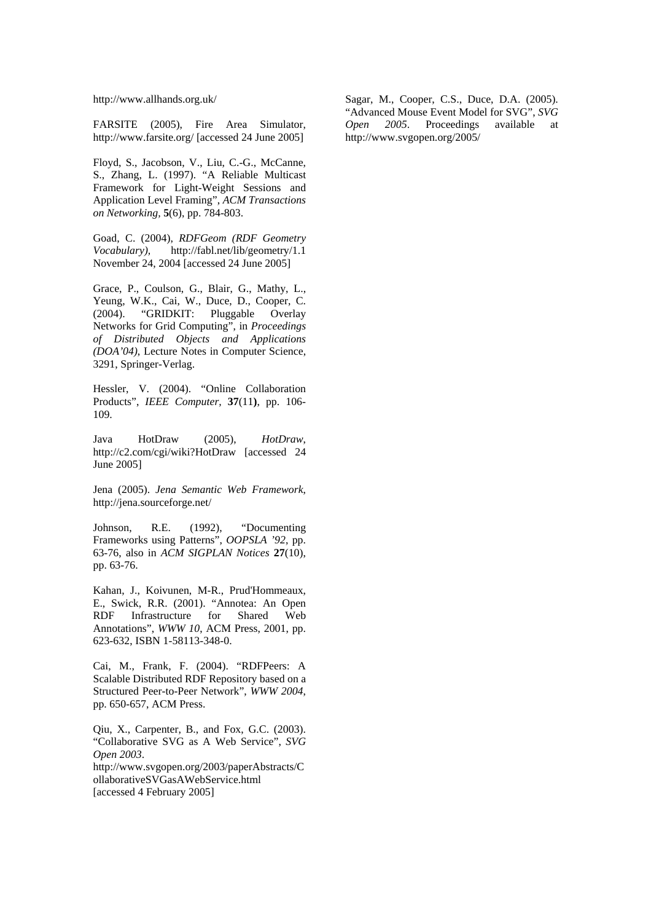http://www.allhands.org.uk/

FARSITE (2005), Fire Area Simulator, http://www.farsite.org/ [accessed 24 June 2005]

Floyd, S., Jacobson, V., Liu, C.-G., McCanne, S., Zhang, L. (1997). "A Reliable Multicast Framework for Light-Weight Sessions and Application Level Framing", *ACM Transactions on Networking*, **5**(6), pp. 784-803.

Goad, C. (2004), *RDFGeom (RDF Geometry Vocabulary),* http://fabl.net/lib/geometry/1.1 November 24, 2004 [accessed 24 June 2005]

Grace, P., Coulson, G., Blair, G., Mathy, L., Yeung, W.K., Cai, W., Duce, D., Cooper, C. (2004). "GRIDKIT: Pluggable Overlay Networks for Grid Computing", in *Proceedings of Distributed Objects and Applications (DOA'04)*, Lecture Notes in Computer Science, 3291, Springer-Verlag.

Hessler, V. (2004). "Online Collaboration Products", *IEEE Computer*, **37**(11**)**, pp. 106-109.

Java HotDraw (2005), *HotDraw*, http://c2.com/cgi/wiki?HotDraw [accessed 24 June 2005]

Jena (2005). *Jena Semantic Web Framework*, http://jena.sourceforge.net/

Johnson, R.E. (1992), "Documenting Frameworks using Patterns", *OOPSLA '92*, pp. 63-76, also in *ACM SIGPLAN Notices* **27**(10), pp. 63-76.

Kahan, J., Koivunen, M-R., Prud'Hommeaux, E., Swick, R.R. (2001). "Annotea: An Open RDF Infrastructure for Shared Web Annotations", *WWW 10*, ACM Press, 2001, pp. 623-632, ISBN 1-58113-348-0.

Cai, M., Frank, F. (2004). "RDFPeers: A Scalable Distributed RDF Repository based on a Structured Peer-to-Peer Network", *WWW 2004*, pp. 650-657, ACM Press.

Qiu, X., Carpenter, B., and Fox, G.C. (2003). "Collaborative SVG as A Web Service", *SVG Open 2003*. http://www.svgopen.org/2003/paperAbstracts/CollaborativeSVGasAWebService.html [accessed 4 February 2005]

Sagar, M., Cooper, C.S., Duce, D.A. (2005). "Advanced Mouse Event Model for SVG", *SVG Open 2005*. Proceedings available at http://www.svgopen.org/2005/